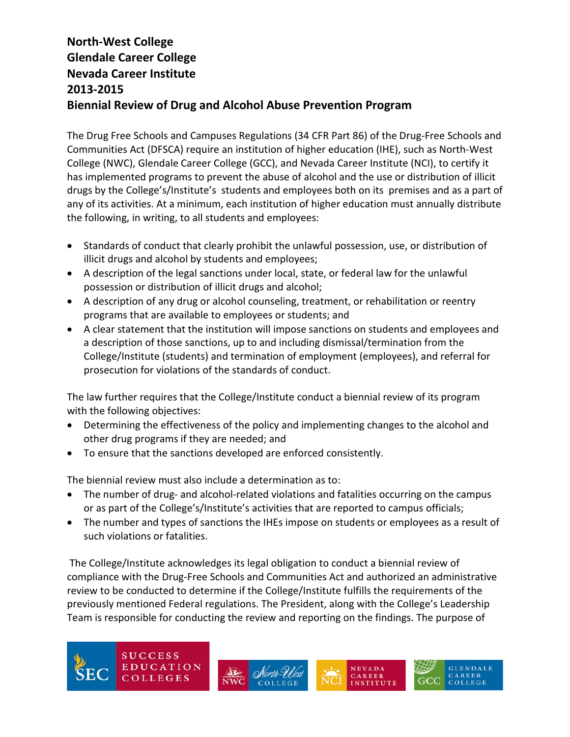# North-West College
# Glendale Career College
# Nevada Career Institute
# 2013-2015
# Biennial Review of Drug and Alcohol Abuse Prevention Program

The Drug Free Schools and Campuses Regulations (34 CFR Part 86) of the Drug-Free Schools and Communities Act (DFSCA) require an institution of higher education (IHE), such as North-West College (NWC), Glendale Career College (GCC), and Nevada Career Institute (NCI), to certify it has implemented programs to prevent the abuse of alcohol and the use or distribution of illicit drugs by the College's/Institute's students and employees both on its premises and as a part of any of its activities. At a minimum, each institution of higher education must annually distribute the following, in writing, to all students and employees:

- Standards of conduct that clearly prohibit the unlawful possession, use, or distribution of illicit drugs and alcohol by students and employees;
- A description of the legal sanctions under local, state, or federal law for the unlawful possession or distribution of illicit drugs and alcohol;
- A description of any drug or alcohol counseling, treatment, or rehabilitation or reentry programs that are available to employees or students; and
- A clear statement that the institution will impose sanctions on students and employees and a description of those sanctions, up to and including dismissal/termination from the College/Institute (students) and termination of employment (employees), and referral for prosecution for violations of the standards of conduct.

The law further requires that the College/Institute conduct a biennial review of its program with the following objectives:

- Determining the effectiveness of the policy and implementing changes to the alcohol and other drug programs if they are needed; and
- To ensure that the sanctions developed are enforced consistently.

The biennial review must also include a determination as to:

- The number of drug- and alcohol-related violations and fatalities occurring on the campus or as part of the College's/Institute's activities that are reported to campus officials;
- The number and types of sanctions the IHEs impose on students or employees as a result of such violations or fatalities.

The College/Institute acknowledges its legal obligation to conduct a biennial review of compliance with the Drug-Free Schools and Communities Act and authorized an administrative review to be conducted to determine if the College/Institute fulfills the requirements of the previously mentioned Federal regulations. The President, along with the College's Leadership Team is responsible for conducting the review and reporting on the findings. The purpose of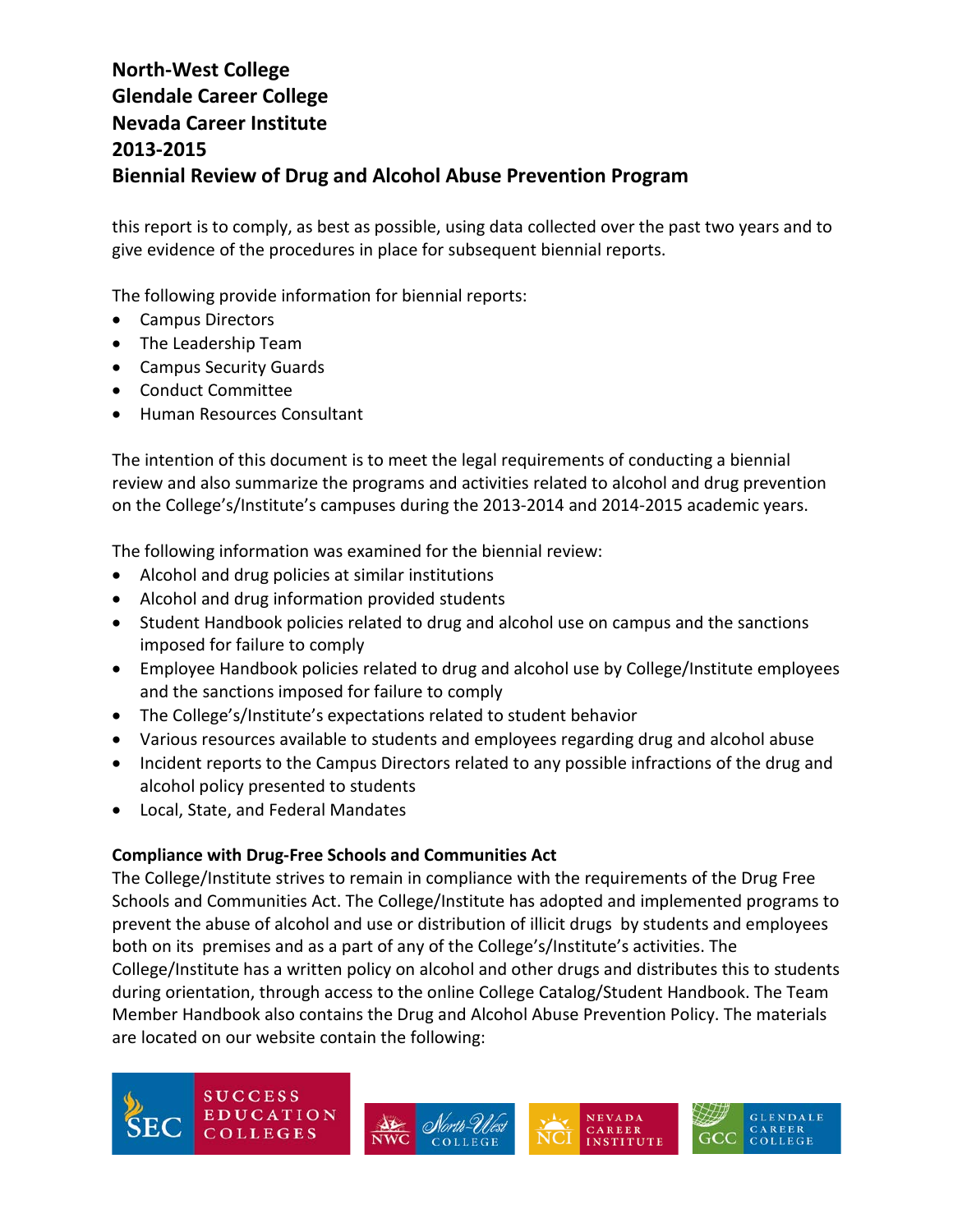this report is to comply, as best as possible, using data collected over the past two years and to give evidence of the procedures in place for subsequent biennial reports.

The following provide information for biennial reports:

- Campus Directors
- The Leadership Team
- Campus Security Guards
- Conduct Committee
- Human Resources Consultant

The intention of this document is to meet the legal requirements of conducting a biennial review and also summarize the programs and activities related to alcohol and drug prevention on the College's/Institute's campuses during the 2013-2014 and 2014-2015 academic years.

The following information was examined for the biennial review:

- Alcohol and drug policies at similar institutions
- Alcohol and drug information provided students
- Student Handbook policies related to drug and alcohol use on campus and the sanctions imposed for failure to comply
- Employee Handbook policies related to drug and alcohol use by College/Institute employees and the sanctions imposed for failure to comply
- The College's/Institute's expectations related to student behavior
- Various resources available to students and employees regarding drug and alcohol abuse
- Incident reports to the Campus Directors related to any possible infractions of the drug and alcohol policy presented to students
- Local, State, and Federal Mandates

**Compliance with Drug-Free Schools and Communities Act**

The College/Institute strives to remain in compliance with the requirements of the Drug Free Schools and Communities Act. The College/Institute has adopted and implemented programs to prevent the abuse of alcohol and use or distribution of illicit drugs by students and employees both on its premises and as a part of any of the College's/Institute's activities. The College/Institute has a written policy on alcohol and other drugs and distributes this to students during orientation, through access to the online College Catalog/Student Handbook. The Team Member Handbook also contains the Drug and Alcohol Abuse Prevention Policy. The materials are located on our website contain the following: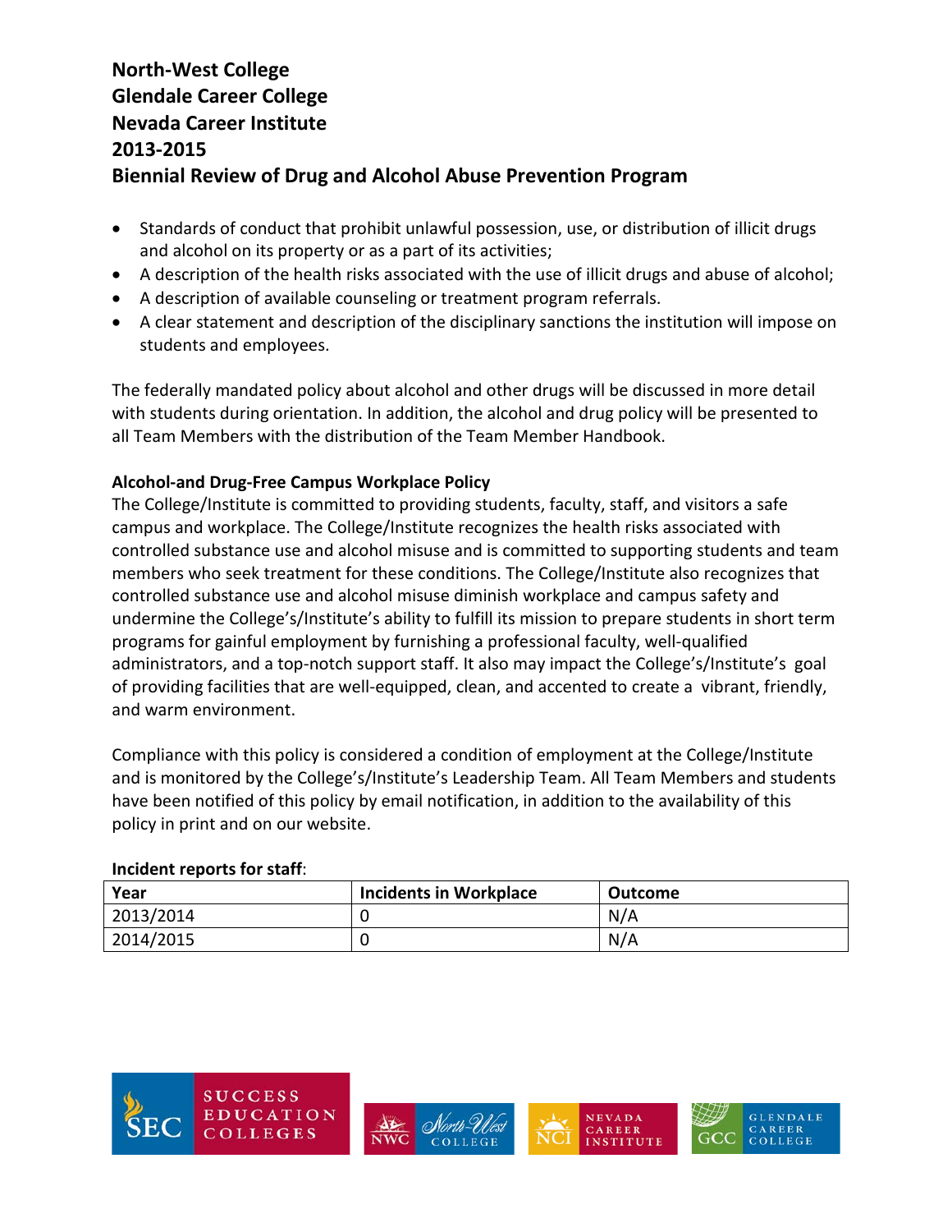**North-West College**
**Glendale Career College**
**Nevada Career Institute**
**2013-2015**
**Biennial Review of Drug and Alcohol Abuse Prevention Program**

- Standards of conduct that prohibit unlawful possession, use, or distribution of illicit drugs and alcohol on its property or as a part of its activities;
- A description of the health risks associated with the use of illicit drugs and abuse of alcohol;
- A description of available counseling or treatment program referrals.
- A clear statement and description of the disciplinary sanctions the institution will impose on students and employees.

The federally mandated policy about alcohol and other drugs will be discussed in more detail with students during orientation. In addition, the alcohol and drug policy will be presented to all Team Members with the distribution of the Team Member Handbook.

**Alcohol-and Drug-Free Campus Workplace Policy**

The College/Institute is committed to providing students, faculty, staff, and visitors a safe campus and workplace. The College/Institute recognizes the health risks associated with controlled substance use and alcohol misuse and is committed to supporting students and team members who seek treatment for these conditions. The College/Institute also recognizes that controlled substance use and alcohol misuse diminish workplace and campus safety and undermine the College's/Institute's ability to fulfill its mission to prepare students in short term programs for gainful employment by furnishing a professional faculty, well-qualified administrators, and a top-notch support staff. It also may impact the College's/Institute's goal of providing facilities that are well-equipped, clean, and accented to create a vibrant, friendly, and warm environment.

Compliance with this policy is considered a condition of employment at the College/Institute and is monitored by the College's/Institute's Leadership Team. All Team Members and students have been notified of this policy by email notification, in addition to the availability of this policy in print and on our website.

**Incident reports for staff**:

| Year | Incidents in Workplace | Outcome |
|---|---|---|
| 2013/2014 | 0 | N/A |
| 2014/2015 | 0 | N/A |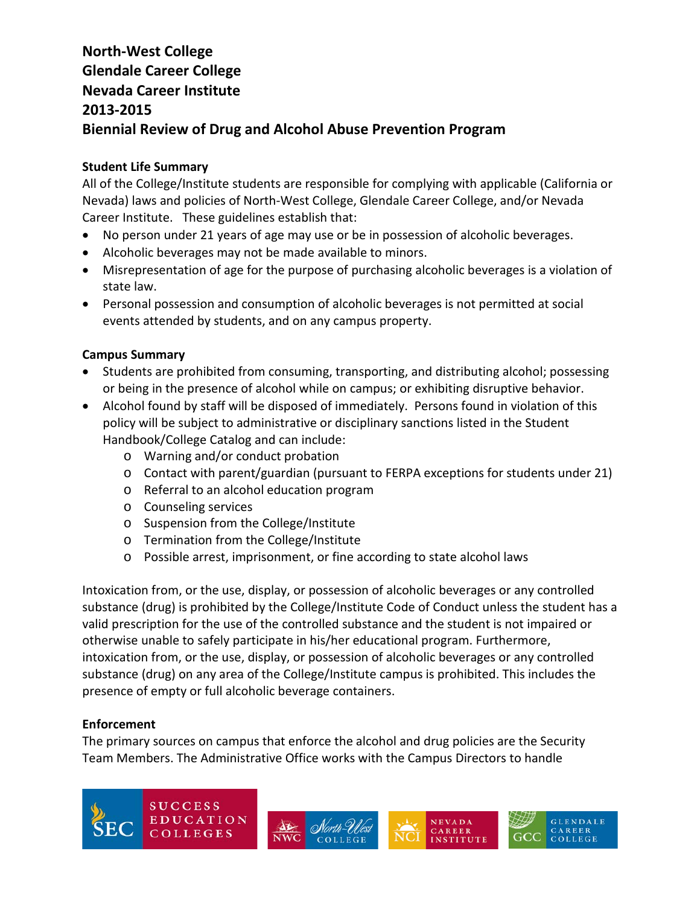# North-West College
# Glendale Career College
# Nevada Career Institute
# 2013-2015
# Biennial Review of Drug and Alcohol Abuse Prevention Program

### Student Life Summary

All of the College/Institute students are responsible for complying with applicable (California or Nevada) laws and policies of North-West College, Glendale Career College, and/or Nevada Career Institute. These guidelines establish that:

- No person under 21 years of age may use or be in possession of alcoholic beverages.
- Alcoholic beverages may not be made available to minors.
- Misrepresentation of age for the purpose of purchasing alcoholic beverages is a violation of state law.
- Personal possession and consumption of alcoholic beverages is not permitted at social events attended by students, and on any campus property.

### Campus Summary

- Students are prohibited from consuming, transporting, and distributing alcohol; possessing or being in the presence of alcohol while on campus; or exhibiting disruptive behavior.
- Alcohol found by staff will be disposed of immediately. Persons found in violation of this policy will be subject to administrative or disciplinary sanctions listed in the Student Handbook/College Catalog and can include:
    - Warning and/or conduct probation
    - Contact with parent/guardian (pursuant to FERPA exceptions for students under 21)
    - Referral to an alcohol education program
    - Counseling services
    - Suspension from the College/Institute
    - Termination from the College/Institute
    - Possible arrest, imprisonment, or fine according to state alcohol laws

Intoxication from, or the use, display, or possession of alcoholic beverages or any controlled substance (drug) is prohibited by the College/Institute Code of Conduct unless the student has a valid prescription for the use of the controlled substance and the student is not impaired or otherwise unable to safely participate in his/her educational program. Furthermore, intoxication from, or the use, display, or possession of alcoholic beverages or any controlled substance (drug) on any area of the College/Institute campus is prohibited. This includes the presence of empty or full alcoholic beverage containers.

### Enforcement

The primary sources on campus that enforce the alcohol and drug policies are the Security Team Members. The Administrative Office works with the Campus Directors to handle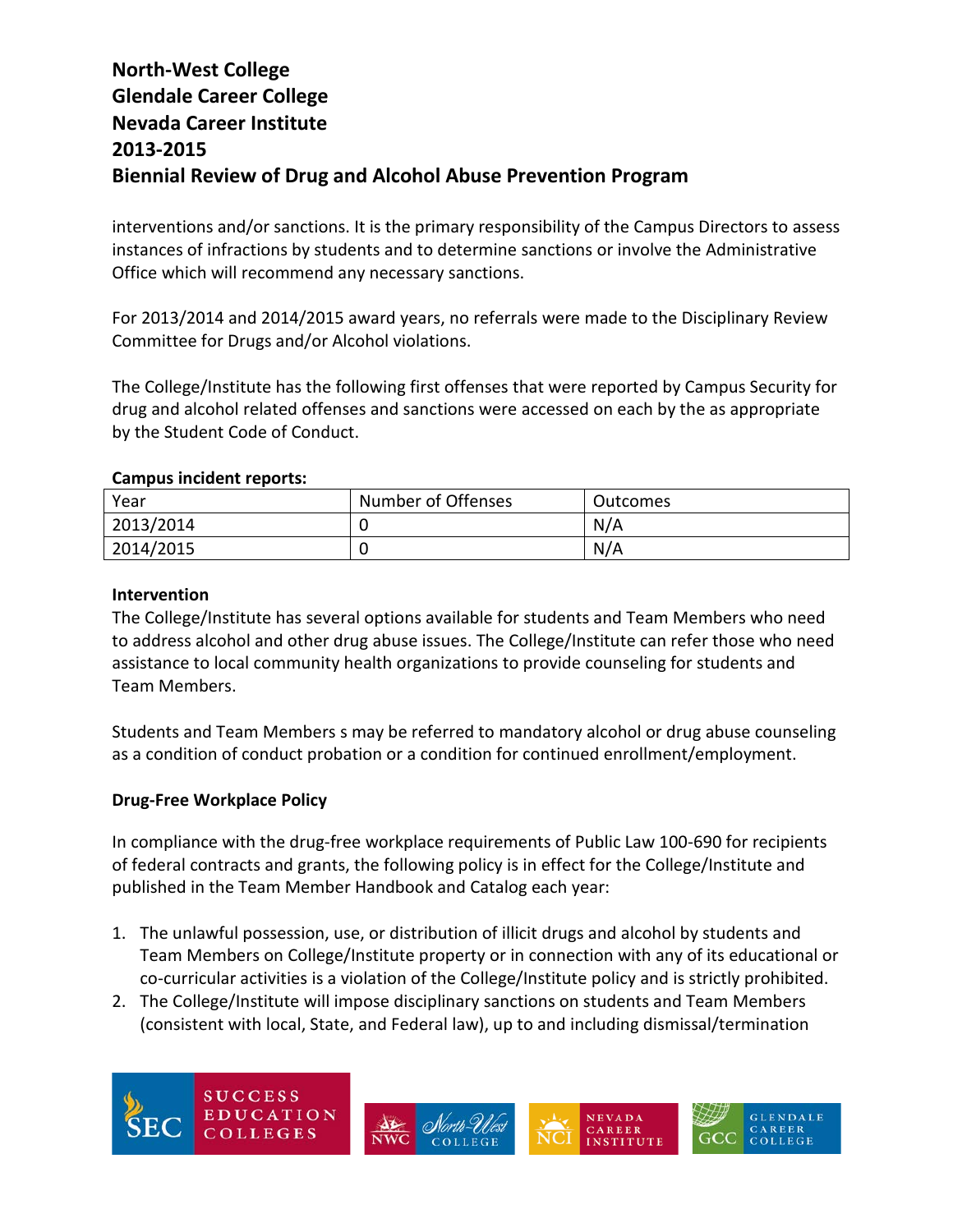interventions and/or sanctions. It is the primary responsibility of the Campus Directors to assess instances of infractions by students and to determine sanctions or involve the Administrative Office which will recommend any necessary sanctions.

For 2013/2014 and 2014/2015 award years, no referrals were made to the Disciplinary Review Committee for Drugs and/or Alcohol violations.

The College/Institute has the following first offenses that were reported by Campus Security for drug and alcohol related offenses and sanctions were accessed on each by the as appropriate by the Student Code of Conduct.

**Campus incident reports:**

| Year | Number of Offenses | Outcomes |
|---|---|---|
| 2013/2014 | 0 | N/A |
| 2014/2015 | 0 | N/A |

**Intervention**

The College/Institute has several options available for students and Team Members who need to address alcohol and other drug abuse issues. The College/Institute can refer those who need assistance to local community health organizations to provide counseling for students and Team Members.

Students and Team Members s may be referred to mandatory alcohol or drug abuse counseling as a condition of conduct probation or a condition for continued enrollment/employment.

**Drug-Free Workplace Policy**

In compliance with the drug-free workplace requirements of Public Law 100-690 for recipients of federal contracts and grants, the following policy is in effect for the College/Institute and published in the Team Member Handbook and Catalog each year:

1. The unlawful possession, use, or distribution of illicit drugs and alcohol by students and Team Members on College/Institute property or in connection with any of its educational or co-curricular activities is a violation of the College/Institute policy and is strictly prohibited.
2. The College/Institute will impose disciplinary sanctions on students and Team Members (consistent with local, State, and Federal law), up to and including dismissal/termination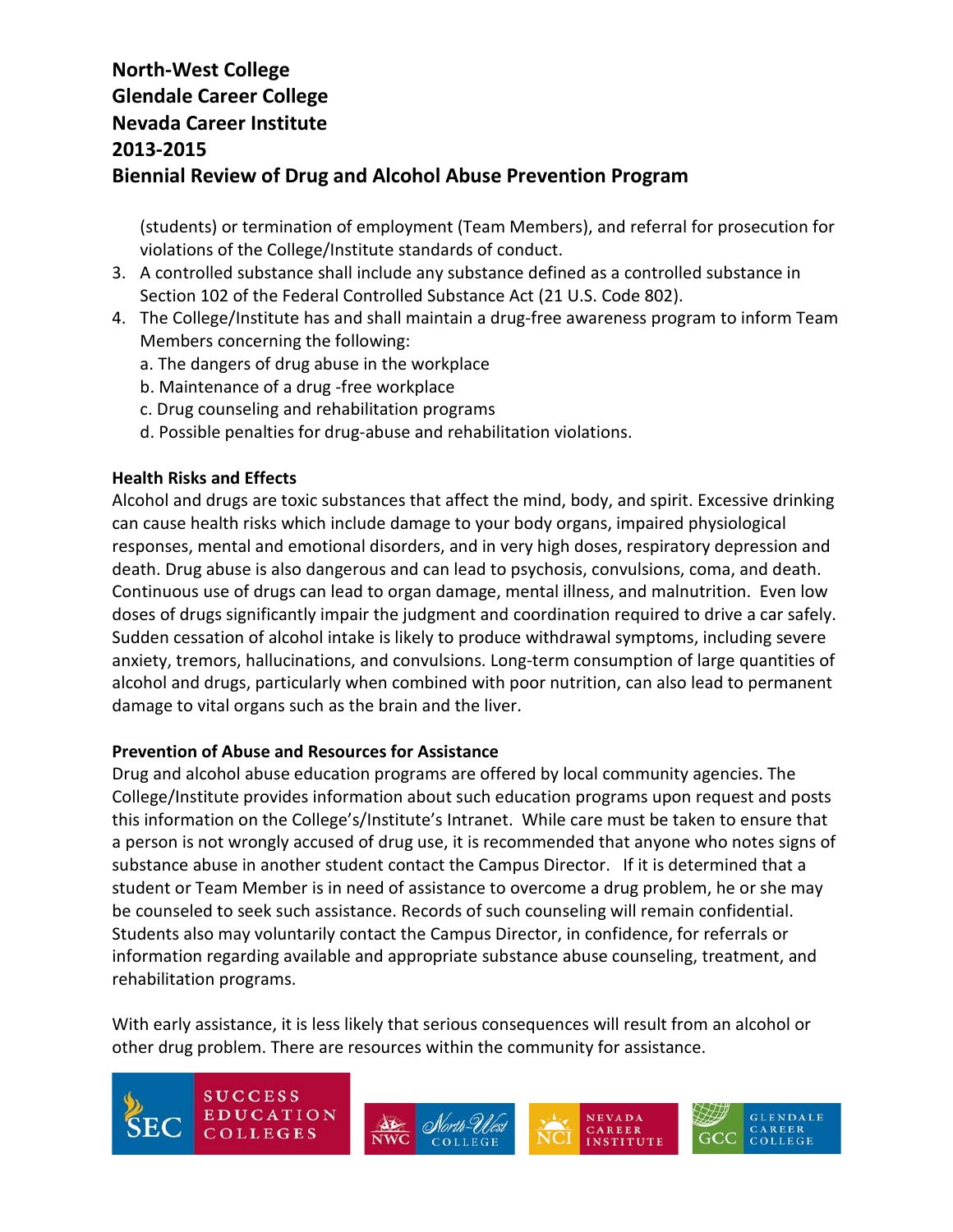(students) or termination of employment (Team Members), and referral for prosecution for violations of the College/Institute standards of conduct.

3. A controlled substance shall include any substance defined as a controlled substance in Section 102 of the Federal Controlled Substance Act (21 U.S. Code 802).
4. The College/Institute has and shall maintain a drug-free awareness program to inform Team Members concerning the following:
   a. The dangers of drug abuse in the workplace
   b. Maintenance of a drug -free workplace
   c. Drug counseling and rehabilitation programs
   d. Possible penalties for drug-abuse and rehabilitation violations.

**Health Risks and Effects**

Alcohol and drugs are toxic substances that affect the mind, body, and spirit. Excessive drinking can cause health risks which include damage to your body organs, impaired physiological responses, mental and emotional disorders, and in very high doses, respiratory depression and death. Drug abuse is also dangerous and can lead to psychosis, convulsions, coma, and death. Continuous use of drugs can lead to organ damage, mental illness, and malnutrition. Even low doses of drugs significantly impair the judgment and coordination required to drive a car safely. Sudden cessation of alcohol intake is likely to produce withdrawal symptoms, including severe anxiety, tremors, hallucinations, and convulsions. Long-term consumption of large quantities of alcohol and drugs, particularly when combined with poor nutrition, can also lead to permanent damage to vital organs such as the brain and the liver.

**Prevention of Abuse and Resources for Assistance**

Drug and alcohol abuse education programs are offered by local community agencies. The College/Institute provides information about such education programs upon request and posts this information on the College's/Institute's Intranet. While care must be taken to ensure that a person is not wrongly accused of drug use, it is recommended that anyone who notes signs of substance abuse in another student contact the Campus Director. If it is determined that a student or Team Member is in need of assistance to overcome a drug problem, he or she may be counseled to seek such assistance. Records of such counseling will remain confidential. Students also may voluntarily contact the Campus Director, in confidence, for referrals or information regarding available and appropriate substance abuse counseling, treatment, and rehabilitation programs.

With early assistance, it is less likely that serious consequences will result from an alcohol or other drug problem. There are resources within the community for assistance.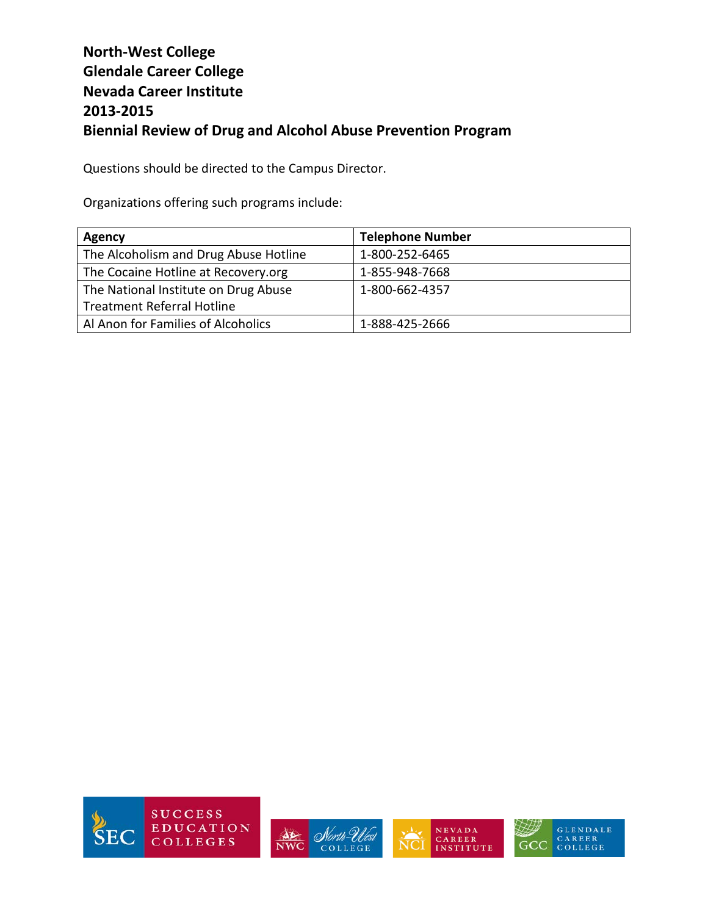**North-West College**
**Glendale Career College**
**Nevada Career Institute**
**2013-2015**
**Biennial Review of Drug and Alcohol Abuse Prevention Program**

Questions should be directed to the Campus Director.

Organizations offering such programs include:

| Agency | Telephone Number |
|---|---|
| The Alcoholism and Drug Abuse Hotline | 1-800-252-6465 |
| The Cocaine Hotline at Recovery.org | 1-855-948-7668 |
| The National Institute on Drug Abuse Treatment Referral Hotline | 1-800-662-4357 |
| Al Anon for Families of Alcoholics | 1-888-425-2666 |

SEC SUCCESS EDUCATION COLLEGES

NWC North-West COLLEGE

NCI NEVADA CAREER INSTITUTE

GCC GLENDALE CAREER COLLEGE